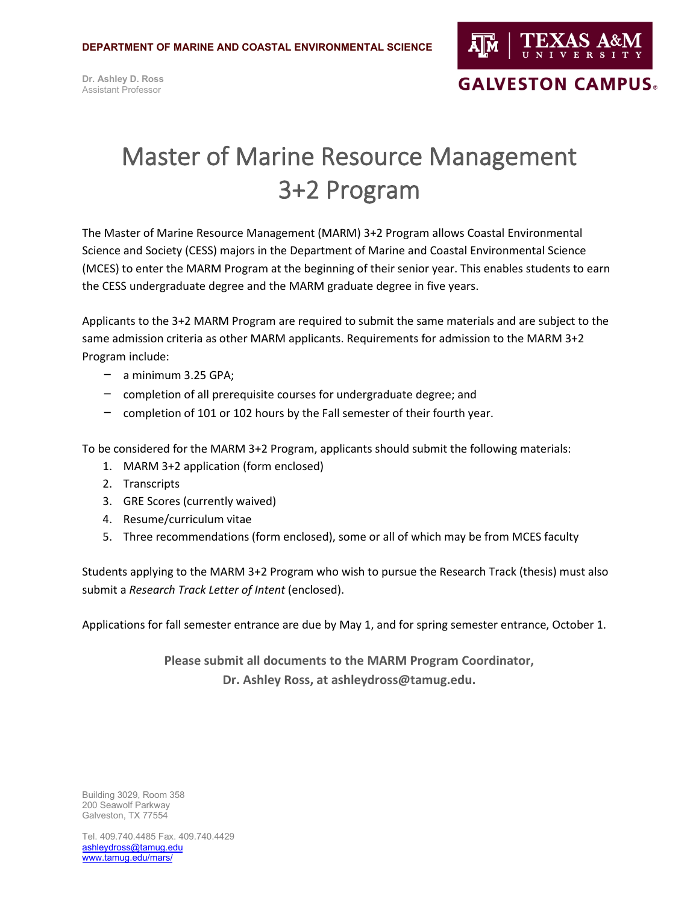DEPARTMENT OF MARINE AND COASTAL ENVIRONMENTAL SCIENCE

Dr. Ashley D. Ross
Assistant Professor

TEXAS A&M UNIVERSITY
GALVESTON CAMPUS

# Master of Marine Resource Management 3+2 Program

The Master of Marine Resource Management (MARM) 3+2 Program allows Coastal Environmental Science and Society (CESS) majors in the Department of Marine and Coastal Environmental Science (MCES) to enter the MARM Program at the beginning of their senior year. This enables students to earn the CESS undergraduate degree and the MARM graduate degree in five years.

Applicants to the 3+2 MARM Program are required to submit the same materials and are subject to the same admission criteria as other MARM applicants. Requirements for admission to the MARM 3+2 Program include:

- a minimum 3.25 GPA;
- completion of all prerequisite courses for undergraduate degree; and
- completion of 101 or 102 hours by the Fall semester of their fourth year.

To be considered for the MARM 3+2 Program, applicants should submit the following materials:

1. MARM 3+2 application (form enclosed)
2. Transcripts
3. GRE Scores (currently waived)
4. Resume/curriculum vitae
5. Three recommendations (form enclosed), some or all of which may be from MCES faculty

Students applying to the MARM 3+2 Program who wish to pursue the Research Track (thesis) must also submit a *Research Track Letter of Intent* (enclosed).

Applications for fall semester entrance are due by May 1, and for spring semester entrance, October 1.

**Please submit all documents to the MARM Program Coordinator, Dr. Ashley Ross, at ashleydross@tamug.edu.**

Building 3029, Room 358
200 Seawolf Parkway
Galveston, TX 77554

Tel. 409.740.4485 Fax. 409.740.4429
ashleydross@tamug.edu
www.tamug.edu/mars/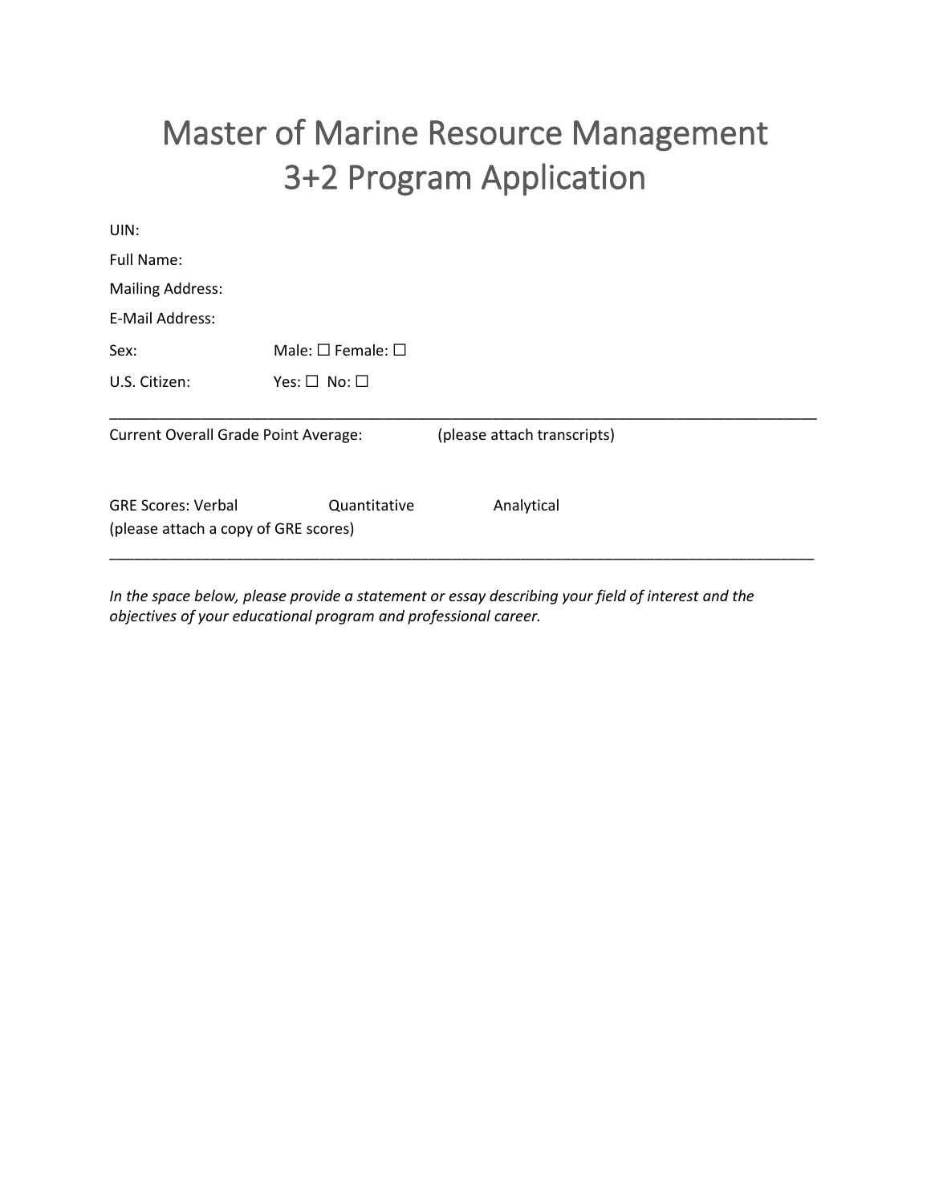# Master of Marine Resource Management 3+2 Program Application

UIN:

Full Name:

Mailing Address:

E-Mail Address:

Sex: Male: ☐ Female: ☐

U.S. Citizen: Yes: ☐ No: ☐

---

Current Overall Grade Point Average: (please attach transcripts)

GRE Scores: Verbal Quantitative Analytical

(please attach a copy of GRE scores)

---

*In the space below, please provide a statement or essay describing your field of interest and the objectives of your educational program and professional career.*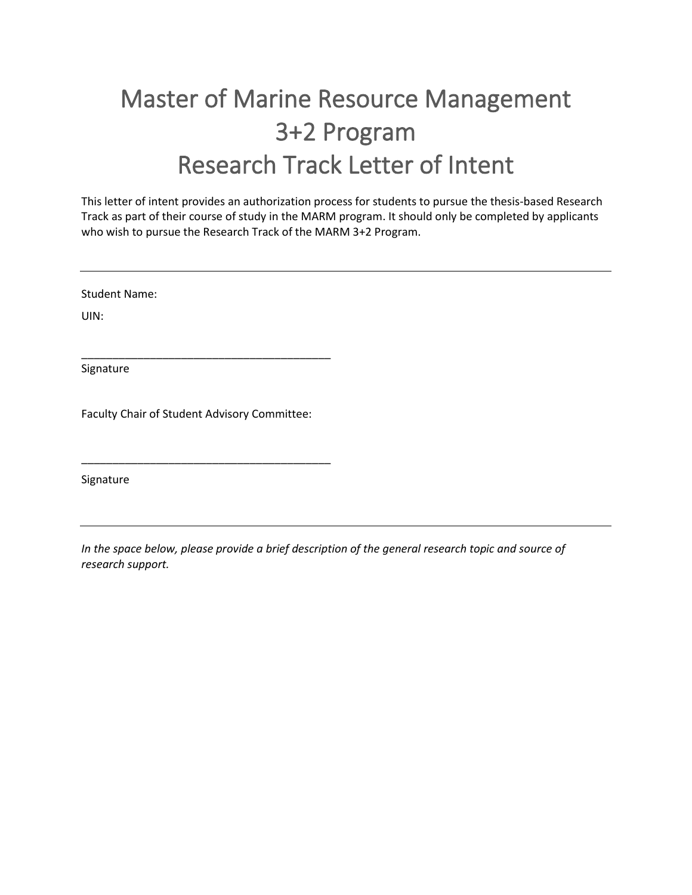# Master of Marine Resource Management 3+2 Program Research Track Letter of Intent

This letter of intent provides an authorization process for students to pursue the thesis-based Research Track as part of their course of study in the MARM program. It should only be completed by applicants who wish to pursue the Research Track of the MARM 3+2 Program.

---

Student Name:

UIN:

\_\_\_\_\_\_\_\_\_\_\_\_\_\_\_\_\_\_\_\_\_\_\_\_\_\_\_\_\_\_\_\_\_\_\_\_\_\_\_\_\_\_

Signature

Faculty Chair of Student Advisory Committee:

\_\_\_\_\_\_\_\_\_\_\_\_\_\_\_\_\_\_\_\_\_\_\_\_\_\_\_\_\_\_\_\_\_\_\_\_\_\_\_\_\_\_

Signature

---

*In the space below, please provide a brief description of the general research topic and source of research support.*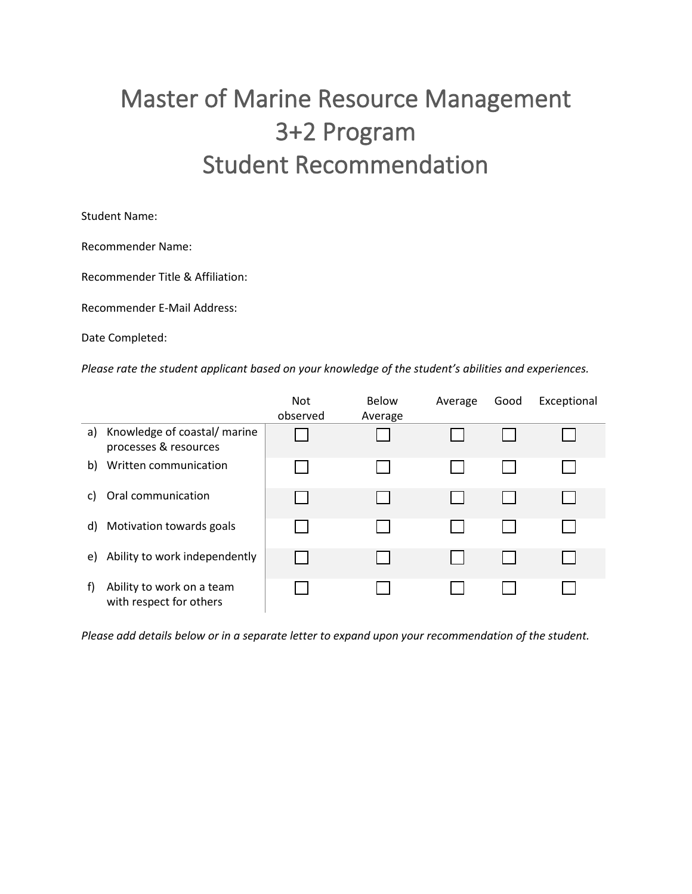# Master of Marine Resource Management
# 3+2 Program
# Student Recommendation

Student Name:

Recommender Name:

Recommender Title & Affiliation:

Recommender E-Mail Address:

Date Completed:

*Please rate the student applicant based on your knowledge of the student's abilities and experiences.*

| | | Not observed | Below Average | Average | Good | Exceptional |
|---|---|---|---|---|---|---|
| a) | Knowledge of coastal/ marine processes & resources | ☐ | ☐ | ☐ | ☐ | ☐ |
| b) | Written communication | ☐ | ☐ | ☐ | ☐ | ☐ |
| c) | Oral communication | ☐ | ☐ | ☐ | ☐ | ☐ |
| d) | Motivation towards goals | ☐ | ☐ | ☐ | ☐ | ☐ |
| e) | Ability to work independently | ☐ | ☐ | ☐ | ☐ | ☐ |
| f) | Ability to work on a team with respect for others | ☐ | ☐ | ☐ | ☐ | ☐ |

*Please add details below or in a separate letter to expand upon your recommendation of the student.*